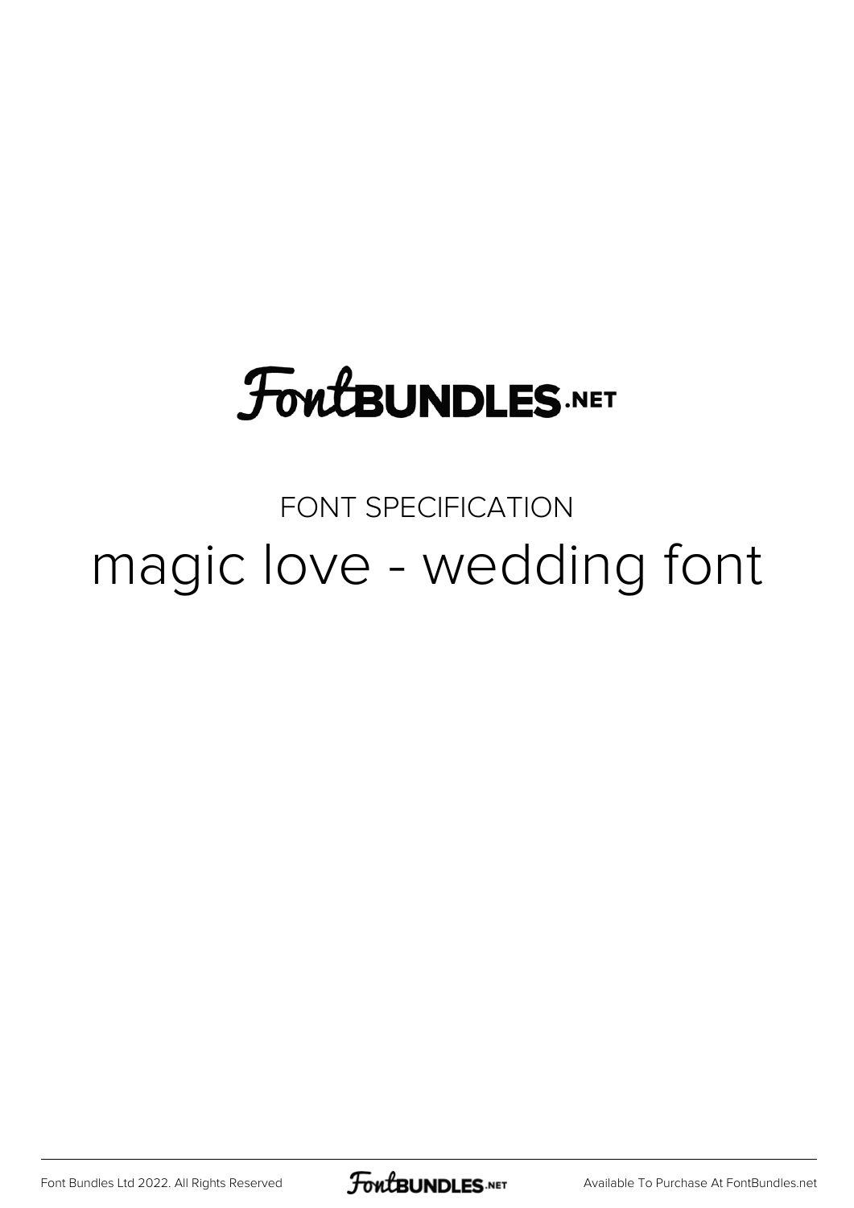FontBUNDLES.NET

FONT SPECIFICATION

# magic love - wedding font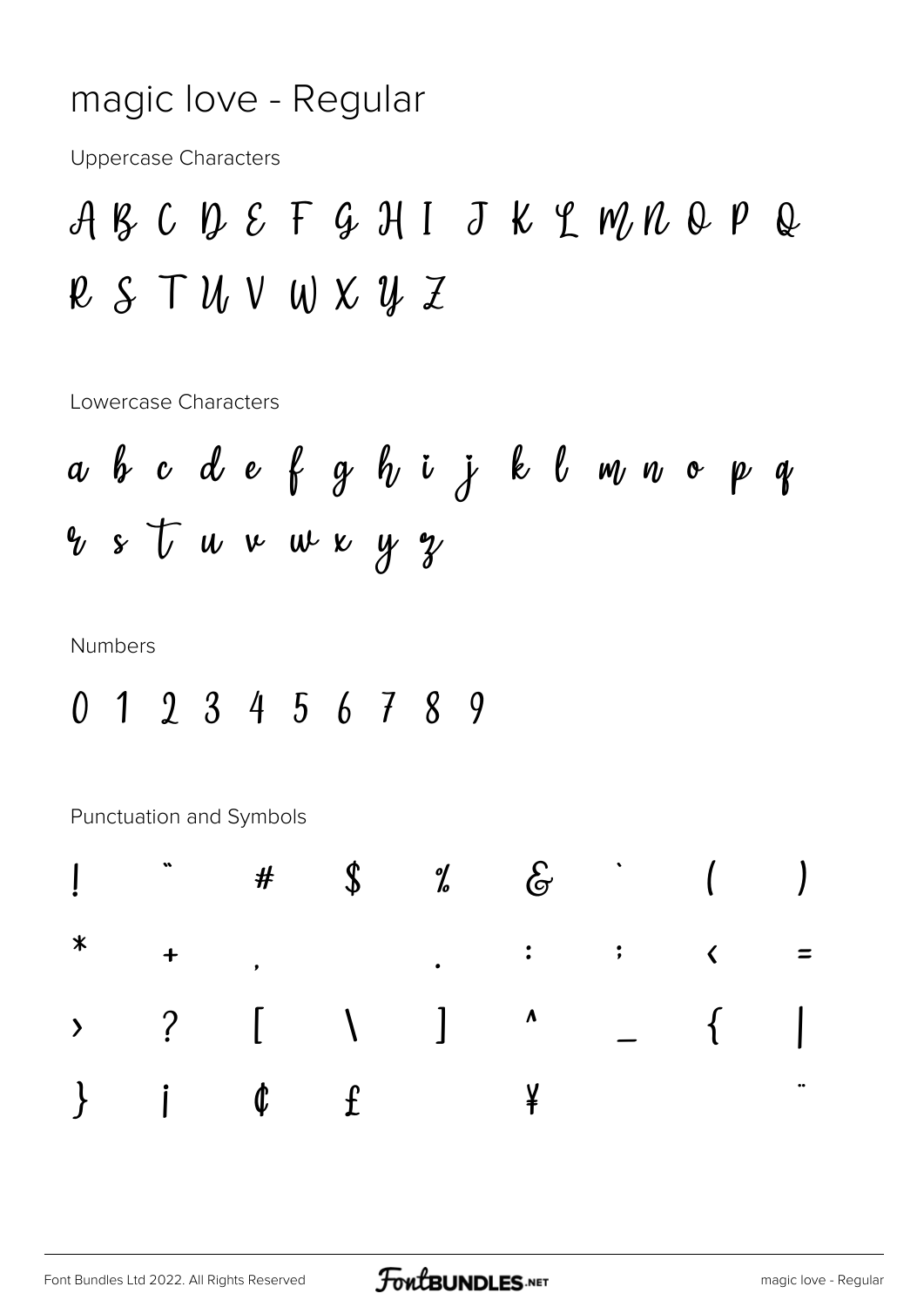# magic love - Regular

Uppercase Characters

A B C D E F G H I J K L M N O P Q R S T U V W X Y Z

Lowercase Characters

a b c d e f g h i j k l m n o p q r s t u v w x y z

Numbers

0 1 2 3 4 5 6 7 8 9

Punctuation and Symbols

| | | | | | | | | |
|---|---|---|---|---|---|---|---|---|
| ! | " | # | $ | % | & | ' | ( | ) |
| * | + | , | - | . | : | ; | < | = |
| > | ? | [ | \ | ] | ^ | _ | { | \| |
| } | ¡ | ¢ | £ | | ¥ | | | ¨ |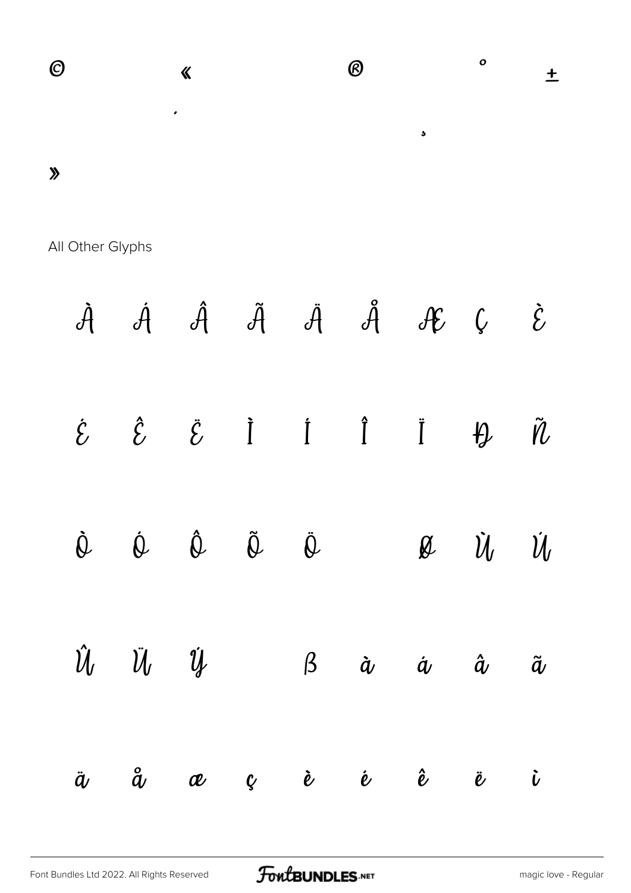© « ® ° ±

´ ¸

»

All Other Glyphs

À Á Â Ã Ä Å Æ Ç È

É Ê Ë Ì Í Î Ï Ð Ñ

Ò Ó Ô Õ Ö Ø Ù Ú

Û Ü Ý ß à á â ã

ä å æ ç è é ê ë ì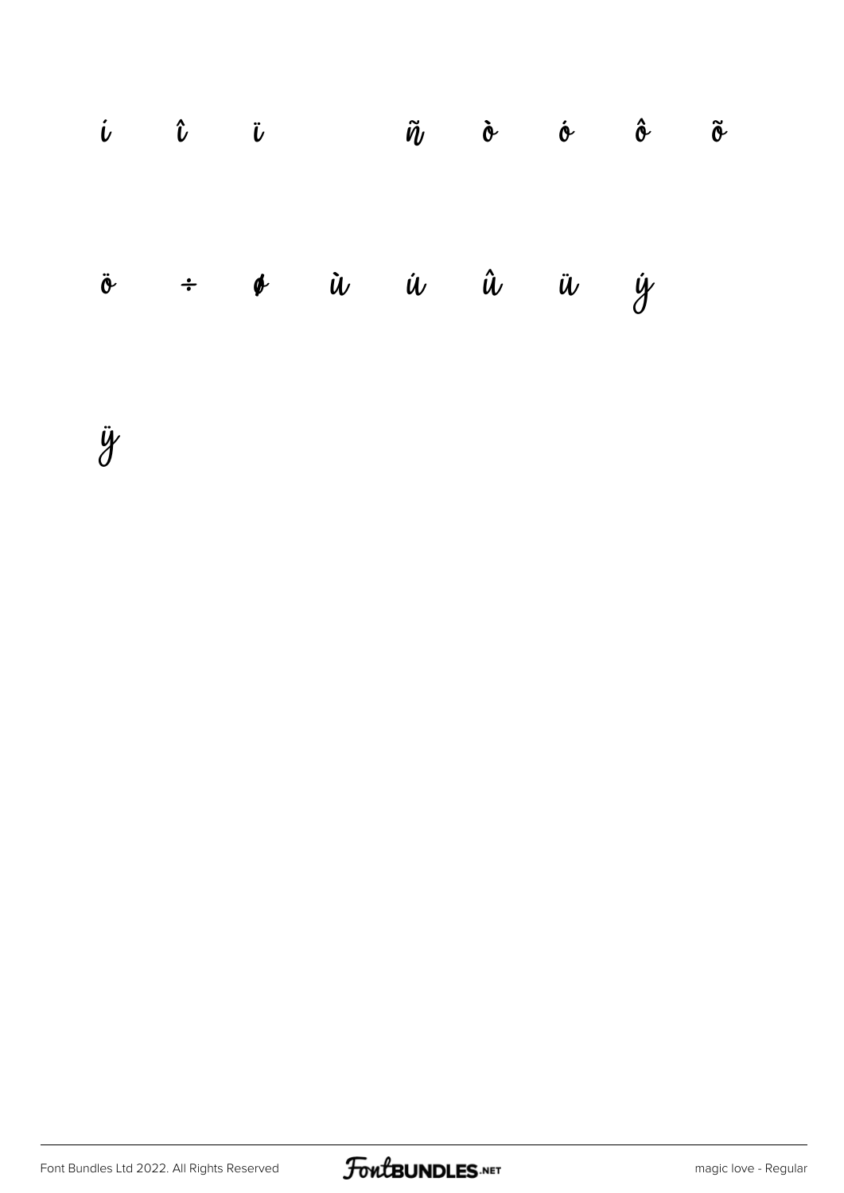í î ï ñ ò ó ô õ

ö ÷ ø ù ú û ü ý

ÿ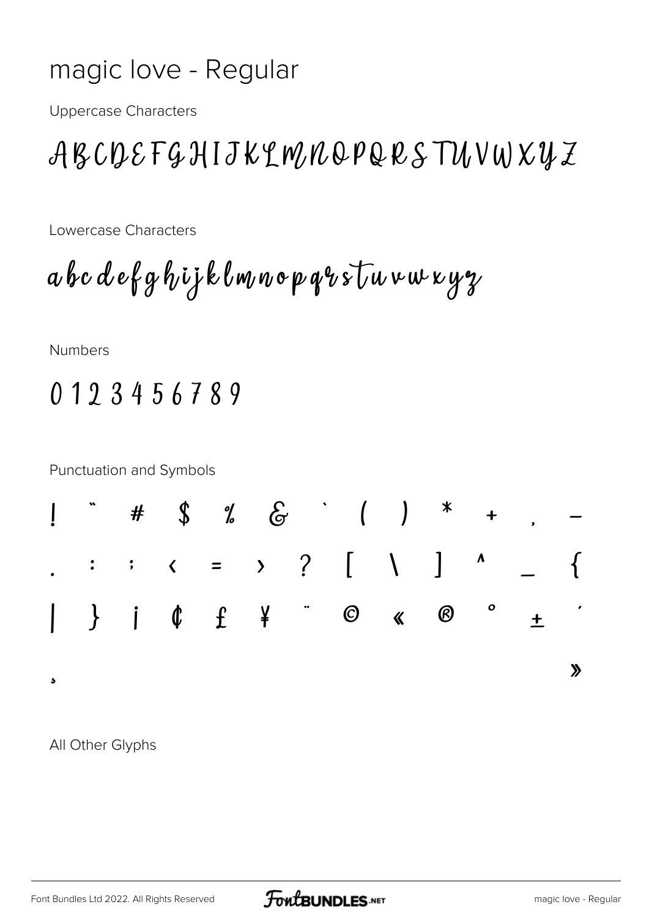# magic love - Regular

Uppercase Characters

A B C D E F G H I J K L M N O P Q R S T U V W X Y Z

Lowercase Characters

a b c d e f g h i j k l m n o p q r s t u v w x y z

Numbers

0 1 2 3 4 5 6 7 8 9

Punctuation and Symbols

! " # $ % & ` ( ) * + , -

. : ; ‹ = › ? [ \ ] ^ _ {

| } ¡ ¢ £ ¥ ¨ © « ® ° ± ´

¸ »

All Other Glyphs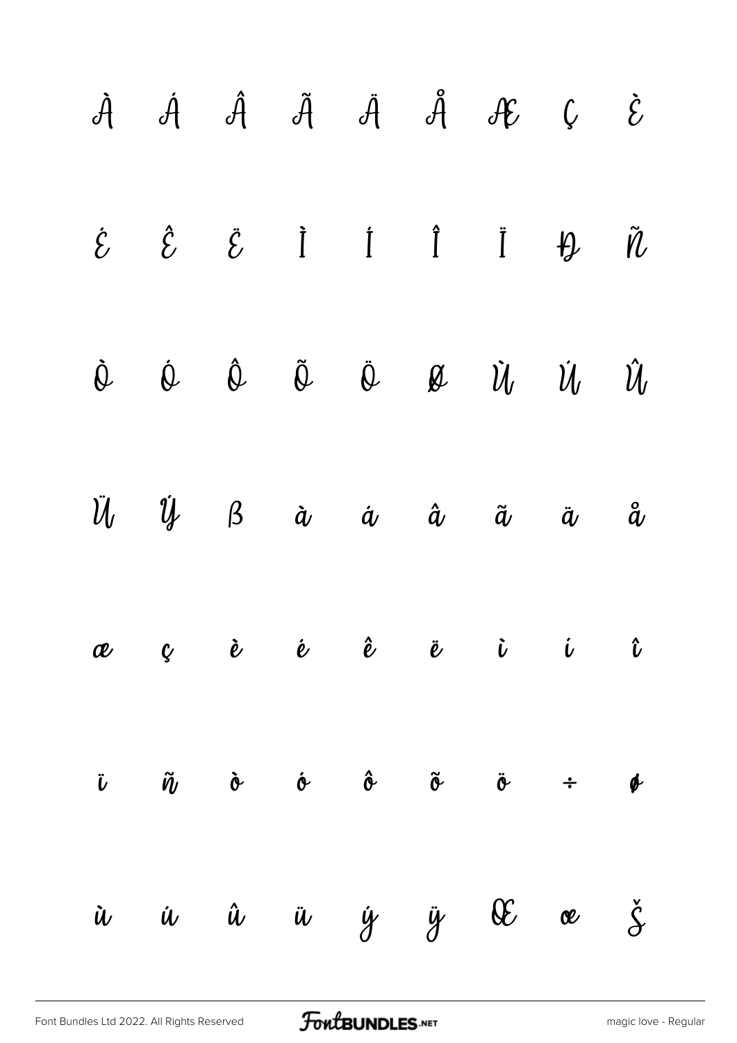À Á Â Ã Ä Å Æ Ç È

É Ê Ë Ì Í Î Ï Ð Ñ

Ò Ó Ô Õ Ö Ø Ù Ú Û

Ü Ý ß à á â ã ä å

æ ç è é ê ë ì í î

ï ñ ò ó ô õ ö ÷ ø

ù ú û ü ý ÿ Œ œ Š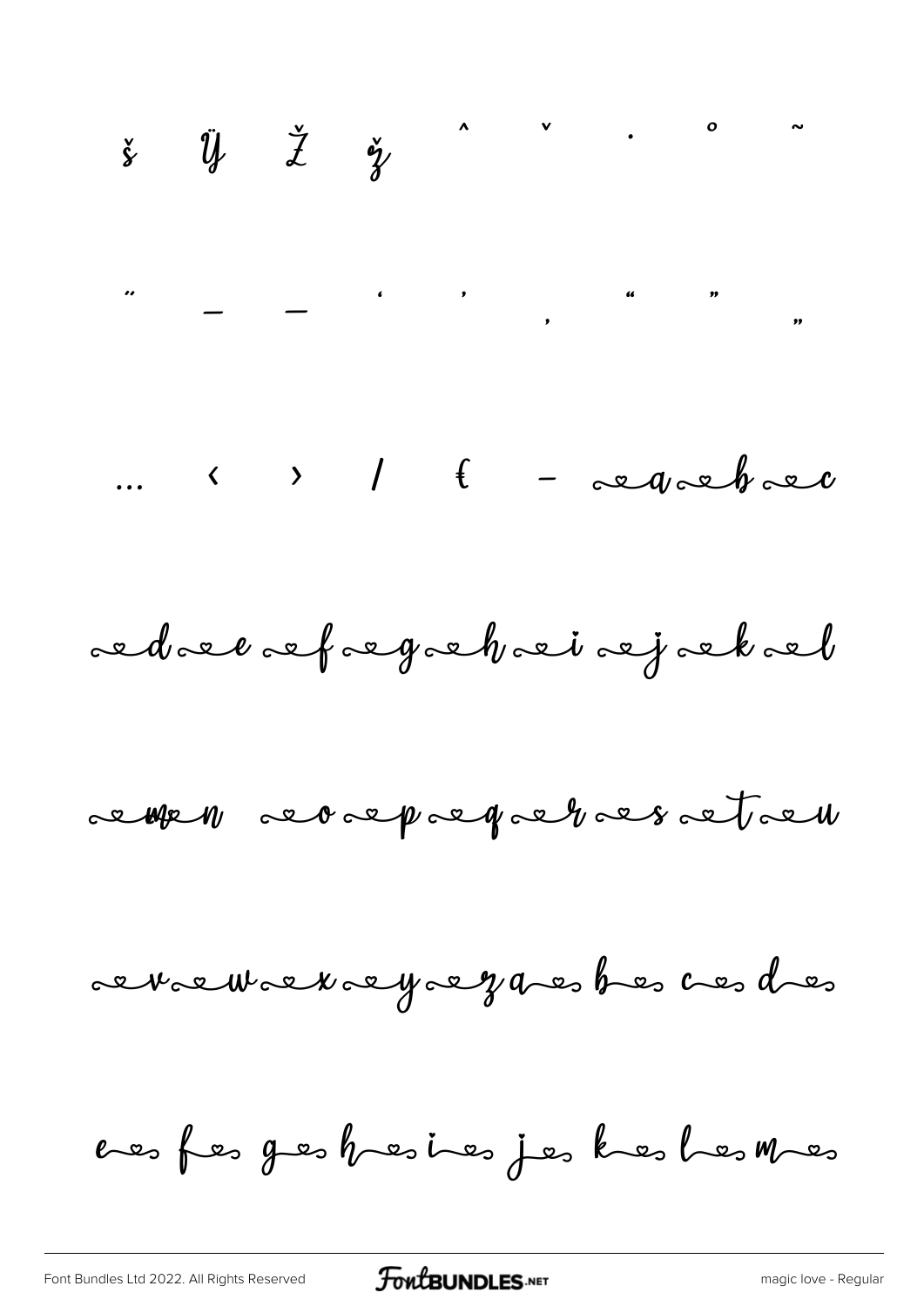š Ÿ Ž ž ˆ ˇ ˙ ˚ ˜

˝ – — ‘ ’ ‚ “ ” „

… ‹ › / € - a b c

d e f g h i j k l

m n o p q r s t u

v w x y z a b c d

e f g h i j k l m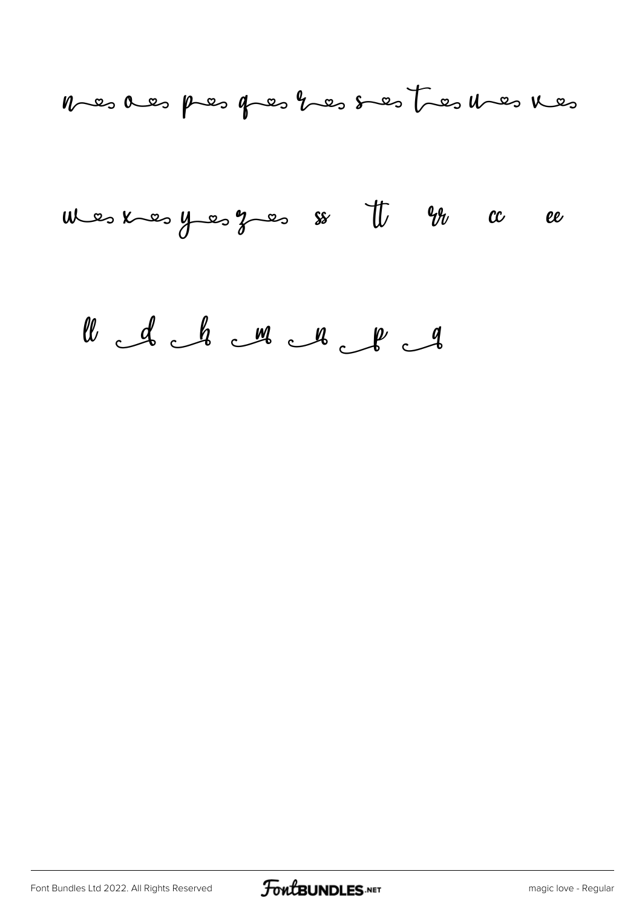n o p q r s t u v

w x y z ss tt rr cc ee

ll d h m n p q